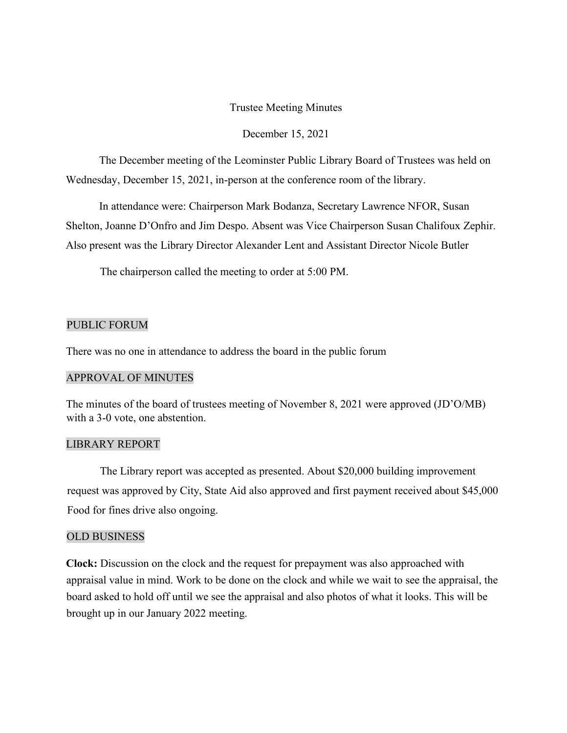Trustee Meeting Minutes

December 15, 2021

The December meeting of the Leominster Public Library Board of Trustees was held on Wednesday, December 15, 2021, in-person at the conference room of the library.

In attendance were: Chairperson Mark Bodanza, Secretary Lawrence NFOR, Susan Shelton, Joanne D'Onfro and Jim Despo. Absent was Vice Chairperson Susan Chalifoux Zephir. Also present was the Library Director Alexander Lent and Assistant Director Nicole Butler

The chairperson called the meeting to order at 5:00 PM.

## PUBLIC FORUM

There was no one in attendance to address the board in the public forum

## APPROVAL OF MINUTES

The minutes of the board of trustees meeting of November 8, 2021 were approved (JD'O/MB) with a 3-0 vote, one abstention.

## LIBRARY REPORT

The Library report was accepted as presented. About $20,000 building improvement request was approved by City, State Aid also approved and first payment received about $45,000 Food for fines drive also ongoing.

## OLD BUSINESS

**Clock:** Discussion on the clock and the request for prepayment was also approached with appraisal value in mind. Work to be done on the clock and while we wait to see the appraisal, the board asked to hold off until we see the appraisal and also photos of what it looks. This will be brought up in our January 2022 meeting.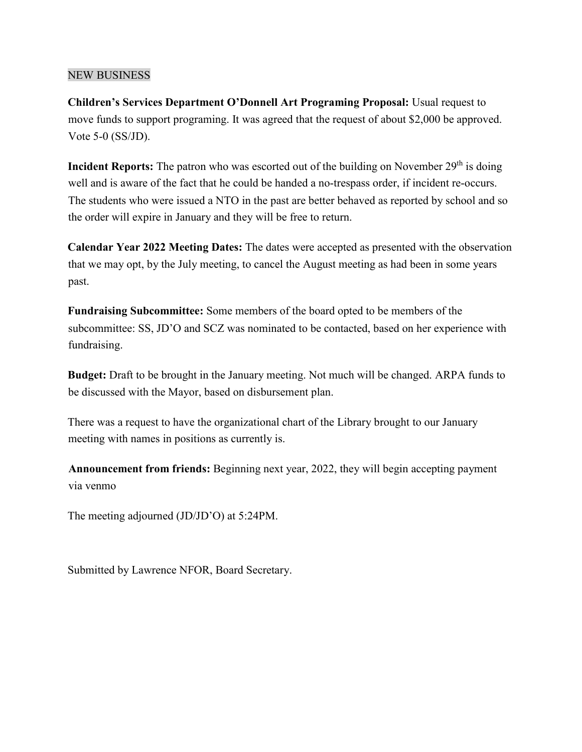## NEW BUSINESS

**Children's Services Department O'Donnell Art Programing Proposal:** Usual request to move funds to support programing. It was agreed that the request of about $2,000 be approved. Vote 5-0 (SS/JD).

**Incident Reports:** The patron who was escorted out of the building on November 29th is doing well and is aware of the fact that he could be handed a no-trespass order, if incident re-occurs. The students who were issued a NTO in the past are better behaved as reported by school and so the order will expire in January and they will be free to return.

**Calendar Year 2022 Meeting Dates:** The dates were accepted as presented with the observation that we may opt, by the July meeting, to cancel the August meeting as had been in some years past.

**Fundraising Subcommittee:** Some members of the board opted to be members of the subcommittee: SS, JD'O and SCZ was nominated to be contacted, based on her experience with fundraising.

**Budget:** Draft to be brought in the January meeting. Not much will be changed. ARPA funds to be discussed with the Mayor, based on disbursement plan.

There was a request to have the organizational chart of the Library brought to our January meeting with names in positions as currently is.

**Announcement from friends:** Beginning next year, 2022, they will begin accepting payment via venmo

The meeting adjourned (JD/JD'O) at 5:24PM.

Submitted by Lawrence NFOR, Board Secretary.